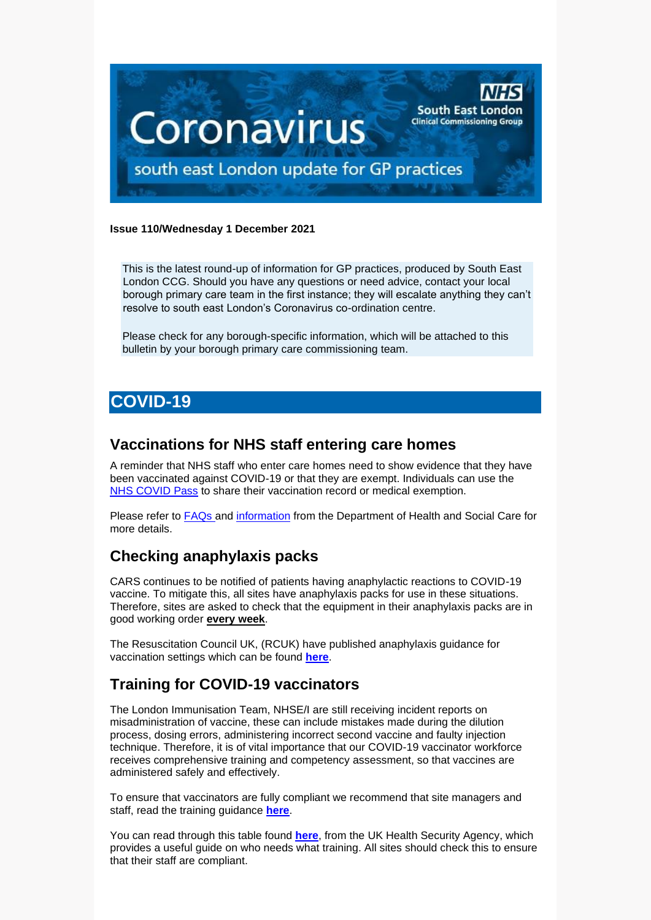# Coronavirus

NHS South East London Clinical Commissioning Group

south east London update for GP practices

**Issue 110/Wednesday 1 December 2021**

This is the latest round-up of information for GP practices, produced by South East London CCG. Should you have any questions or need advice, contact your local borough primary care team in the first instance; they will escalate anything they can't resolve to south east London's Coronavirus co-ordination centre.

Please check for any borough-specific information, which will be attached to this bulletin by your borough primary care commissioning team.

# COVID-19

## Vaccinations for NHS staff entering care homes

A reminder that NHS staff who enter care homes need to show evidence that they have been vaccinated against COVID-19 or that they are exempt. Individuals can use the NHS COVID Pass to share their vaccination record or medical exemption.

Please refer to FAQs and information from the Department of Health and Social Care for more details.

## Checking anaphylaxis packs

CARS continues to be notified of patients having anaphylactic reactions to COVID-19 vaccine. To mitigate this, all sites have anaphylaxis packs for use in these situations. Therefore, sites are asked to check that the equipment in their anaphylaxis packs are in good working order **every week**.

The Resuscitation Council UK, (RCUK) have published anaphylaxis guidance for vaccination settings which can be found **here**.

## Training for COVID-19 vaccinators

The London Immunisation Team, NHSE/I are still receiving incident reports on misadministration of vaccine, these can include mistakes made during the dilution process, dosing errors, administering incorrect second vaccine and faulty injection technique. Therefore, it is of vital importance that our COVID-19 vaccinator workforce receives comprehensive training and competency assessment, so that vaccines are administered safely and effectively.

To ensure that vaccinators are fully compliant we recommend that site managers and staff, read the training guidance **here**.

You can read through this table found **here**, from the UK Health Security Agency, which provides a useful guide on who needs what training. All sites should check this to ensure that their staff are compliant.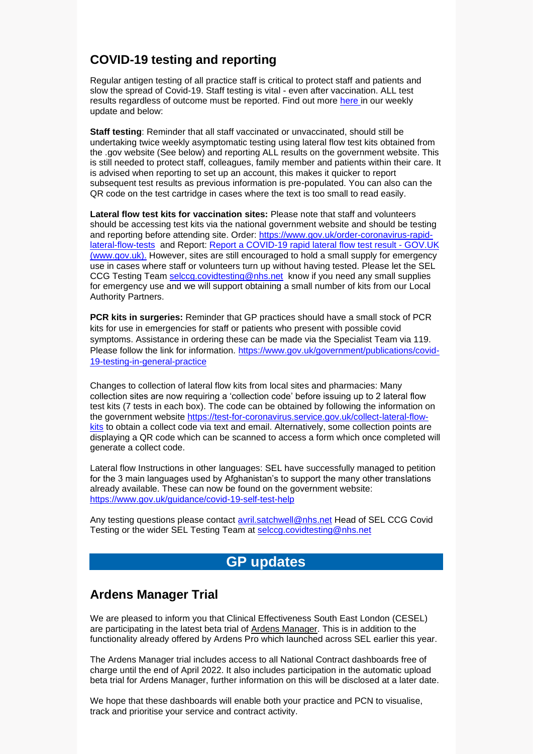## COVID-19 testing and reporting

Regular antigen testing of all practice staff is critical to protect staff and patients and slow the spread of Covid-19. Staff testing is vital - even after vaccination. ALL test results regardless of outcome must be reported. Find out more [here ](here) in our weekly update and below:

**Staff testing**: Reminder that all staff vaccinated or unvaccinated, should still be undertaking twice weekly asymptomatic testing using lateral flow test kits obtained from the .gov website (See below) and reporting ALL results on the government website. This is still needed to protect staff, colleagues, family member and patients within their care. It is advised when reporting to set up an account, this makes it quicker to report subsequent test results as previous information is pre-populated. You can also can the QR code on the test cartridge in cases where the text is too small to read easily.

**Lateral flow test kits for vaccination sites:** Please note that staff and volunteers should be accessing test kits via the national government website and should be testing and reporting before attending site. Order: https://www.gov.uk/order-coronavirus-rapid-lateral-flow-tests and Report: Report a COVID-19 rapid lateral flow test result - GOV.UK (www.gov.uk). However, sites are still encouraged to hold a small supply for emergency use in cases where staff or volunteers turn up without having tested. Please let the SEL CCG Testing Team selccg.covidtesting@nhs.net know if you need any small supplies for emergency use and we will support obtaining a small number of kits from our Local Authority Partners.

**PCR kits in surgeries:** Reminder that GP practices should have a small stock of PCR kits for use in emergencies for staff or patients who present with possible covid symptoms. Assistance in ordering these can be made via the Specialist Team via 119. Please follow the link for information. https://www.gov.uk/government/publications/covid-19-testing-in-general-practice

Changes to collection of lateral flow kits from local sites and pharmacies: Many collection sites are now requiring a 'collection code' before issuing up to 2 lateral flow test kits (7 tests in each box). The code can be obtained by following the information on the government website https://test-for-coronavirus.service.gov.uk/collect-lateral-flow-kits to obtain a collect code via text and email. Alternatively, some collection points are displaying a QR code which can be scanned to access a form which once completed will generate a collect code.

Lateral flow Instructions in other languages: SEL have successfully managed to petition for the 3 main languages used by Afghanistan's to support the many other translations already available. These can now be found on the government website: https://www.gov.uk/guidance/covid-19-self-test-help

Any testing questions please contact avril.satchwell@nhs.net Head of SEL CCG Covid Testing or the wider SEL Testing Team at selccg.covidtesting@nhs.net

# GP updates

## Ardens Manager Trial

We are pleased to inform you that Clinical Effectiveness South East London (CESEL) are participating in the latest beta trial of Ardens Manager. This is in addition to the functionality already offered by Ardens Pro which launched across SEL earlier this year.

The Ardens Manager trial includes access to all National Contract dashboards free of charge until the end of April 2022. It also includes participation in the automatic upload beta trial for Ardens Manager, further information on this will be disclosed at a later date.

We hope that these dashboards will enable both your practice and PCN to visualise, track and prioritise your service and contract activity.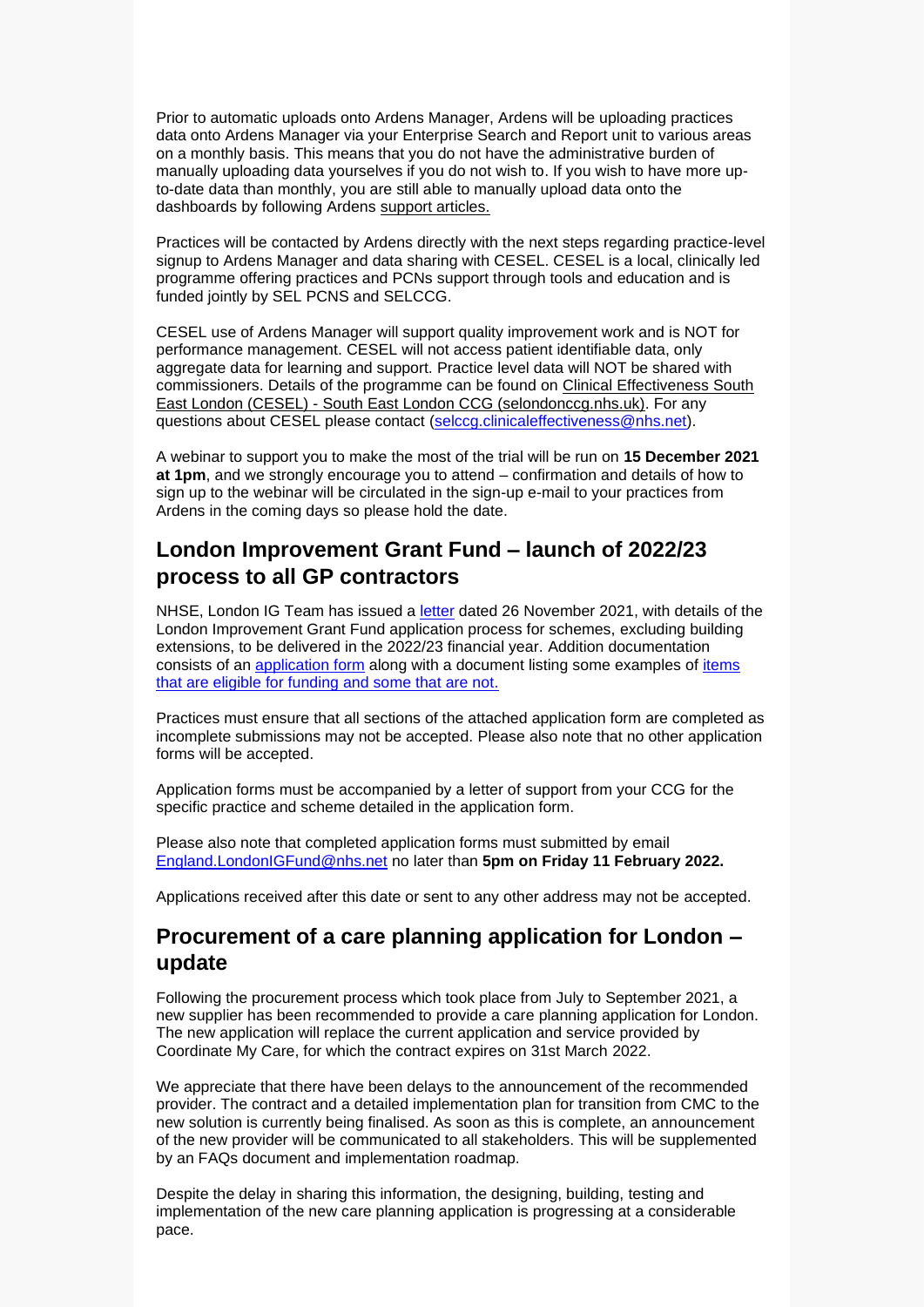Prior to automatic uploads onto Ardens Manager, Ardens will be uploading practices data onto Ardens Manager via your Enterprise Search and Report unit to various areas on a monthly basis. This means that you do not have the administrative burden of manually uploading data yourselves if you do not wish to. If you wish to have more up-to-date data than monthly, you are still able to manually upload data onto the dashboards by following Ardens support articles.

Practices will be contacted by Ardens directly with the next steps regarding practice-level signup to Ardens Manager and data sharing with CESEL. CESEL is a local, clinically led programme offering practices and PCNs support through tools and education and is funded jointly by SEL PCNS and SELCCG.

CESEL use of Ardens Manager will support quality improvement work and is NOT for performance management. CESEL will not access patient identifiable data, only aggregate data for learning and support. Practice level data will NOT be shared with commissioners. Details of the programme can be found on Clinical Effectiveness South East London (CESEL) - South East London CCG (selondonccg.nhs.uk). For any questions about CESEL please contact (selccg.clinicaleffectiveness@nhs.net).

A webinar to support you to make the most of the trial will be run on **15 December 2021 at 1pm**, and we strongly encourage you to attend – confirmation and details of how to sign up to the webinar will be circulated in the sign-up e-mail to your practices from Ardens in the coming days so please hold the date.

## London Improvement Grant Fund – launch of 2022/23 process to all GP contractors

NHSE, London IG Team has issued a letter dated 26 November 2021, with details of the London Improvement Grant Fund application process for schemes, excluding building extensions, to be delivered in the 2022/23 financial year. Addition documentation consists of an application form along with a document listing some examples of items that are eligible for funding and some that are not.

Practices must ensure that all sections of the attached application form are completed as incomplete submissions may not be accepted. Please also note that no other application forms will be accepted.

Application forms must be accompanied by a letter of support from your CCG for the specific practice and scheme detailed in the application form.

Please also note that completed application forms must submitted by email England.LondonIGFund@nhs.net no later than **5pm on Friday 11 February 2022.**

Applications received after this date or sent to any other address may not be accepted.

## Procurement of a care planning application for London – update

Following the procurement process which took place from July to September 2021, a new supplier has been recommended to provide a care planning application for London. The new application will replace the current application and service provided by Coordinate My Care, for which the contract expires on 31st March 2022.

We appreciate that there have been delays to the announcement of the recommended provider. The contract and a detailed implementation plan for transition from CMC to the new solution is currently being finalised. As soon as this is complete, an announcement of the new provider will be communicated to all stakeholders. This will be supplemented by an FAQs document and implementation roadmap.

Despite the delay in sharing this information, the designing, building, testing and implementation of the new care planning application is progressing at a considerable pace.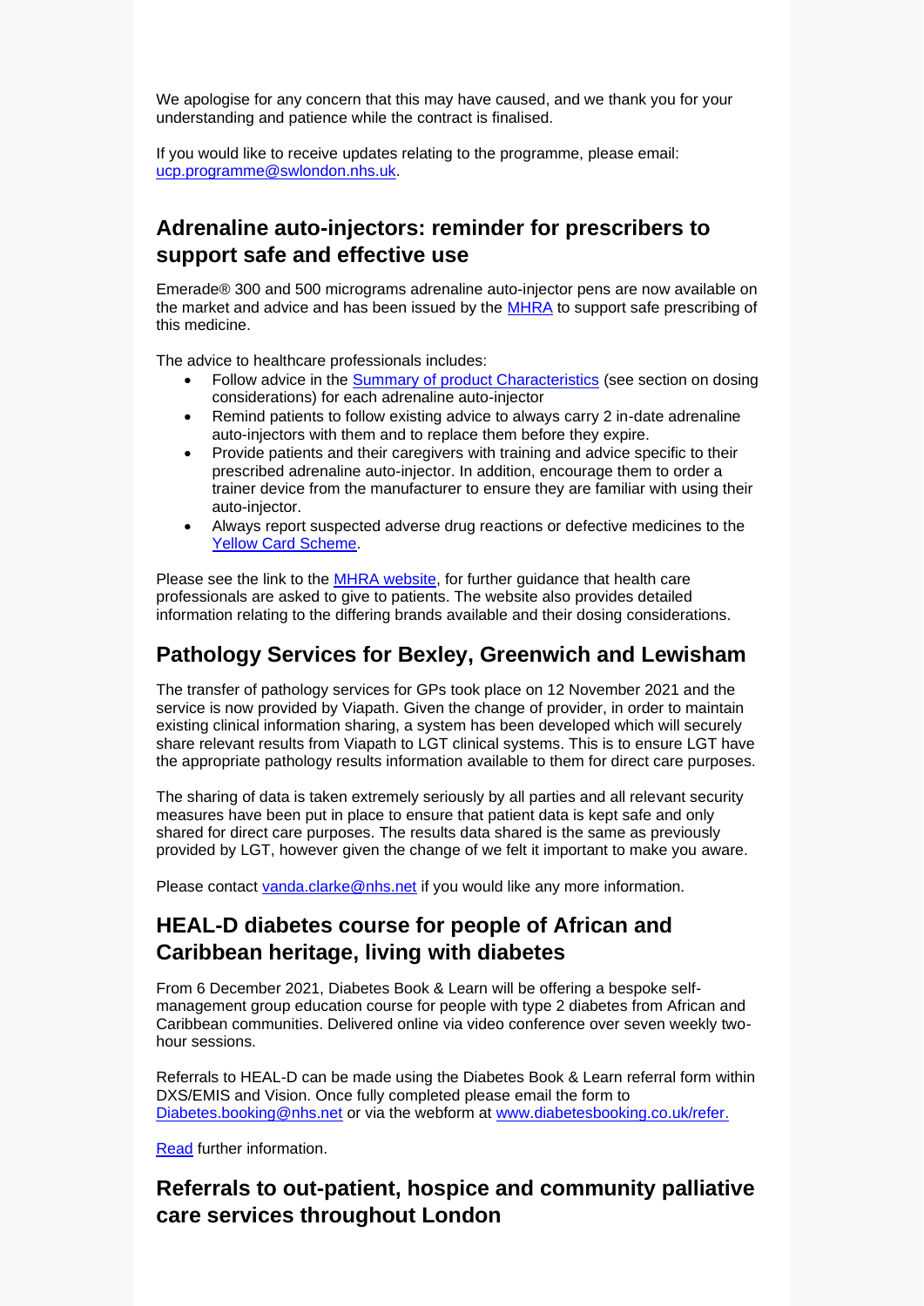We apologise for any concern that this may have caused, and we thank you for your understanding and patience while the contract is finalised.

If you would like to receive updates relating to the programme, please email: ucp.programme@swlondon.nhs.uk.

## Adrenaline auto-injectors: reminder for prescribers to support safe and effective use

Emerade® 300 and 500 micrograms adrenaline auto-injector pens are now available on the market and advice and has been issued by the MHRA to support safe prescribing of this medicine.

The advice to healthcare professionals includes:

- Follow advice in the Summary of product Characteristics (see section on dosing considerations) for each adrenaline auto-injector
- Remind patients to follow existing advice to always carry 2 in-date adrenaline auto-injectors with them and to replace them before they expire.
- Provide patients and their caregivers with training and advice specific to their prescribed adrenaline auto-injector. In addition, encourage them to order a trainer device from the manufacturer to ensure they are familiar with using their auto-injector.
- Always report suspected adverse drug reactions or defective medicines to the Yellow Card Scheme.

Please see the link to the MHRA website, for further guidance that health care professionals are asked to give to patients. The website also provides detailed information relating to the differing brands available and their dosing considerations.

## Pathology Services for Bexley, Greenwich and Lewisham

The transfer of pathology services for GPs took place on 12 November 2021 and the service is now provided by Viapath. Given the change of provider, in order to maintain existing clinical information sharing, a system has been developed which will securely share relevant results from Viapath to LGT clinical systems. This is to ensure LGT have the appropriate pathology results information available to them for direct care purposes.

The sharing of data is taken extremely seriously by all parties and all relevant security measures have been put in place to ensure that patient data is kept safe and only shared for direct care purposes. The results data shared is the same as previously provided by LGT, however given the change of we felt it important to make you aware.

Please contact vanda.clarke@nhs.net if you would like any more information.

## HEAL-D diabetes course for people of African and Caribbean heritage, living with diabetes

From 6 December 2021, Diabetes Book & Learn will be offering a bespoke self-management group education course for people with type 2 diabetes from African and Caribbean communities. Delivered online via video conference over seven weekly two-hour sessions.

Referrals to HEAL-D can be made using the Diabetes Book & Learn referral form within DXS/EMIS and Vision. Once fully completed please email the form to Diabetes.booking@nhs.net or via the webform at www.diabetesbooking.co.uk/refer.

Read further information.

## Referrals to out-patient, hospice and community palliative care services throughout London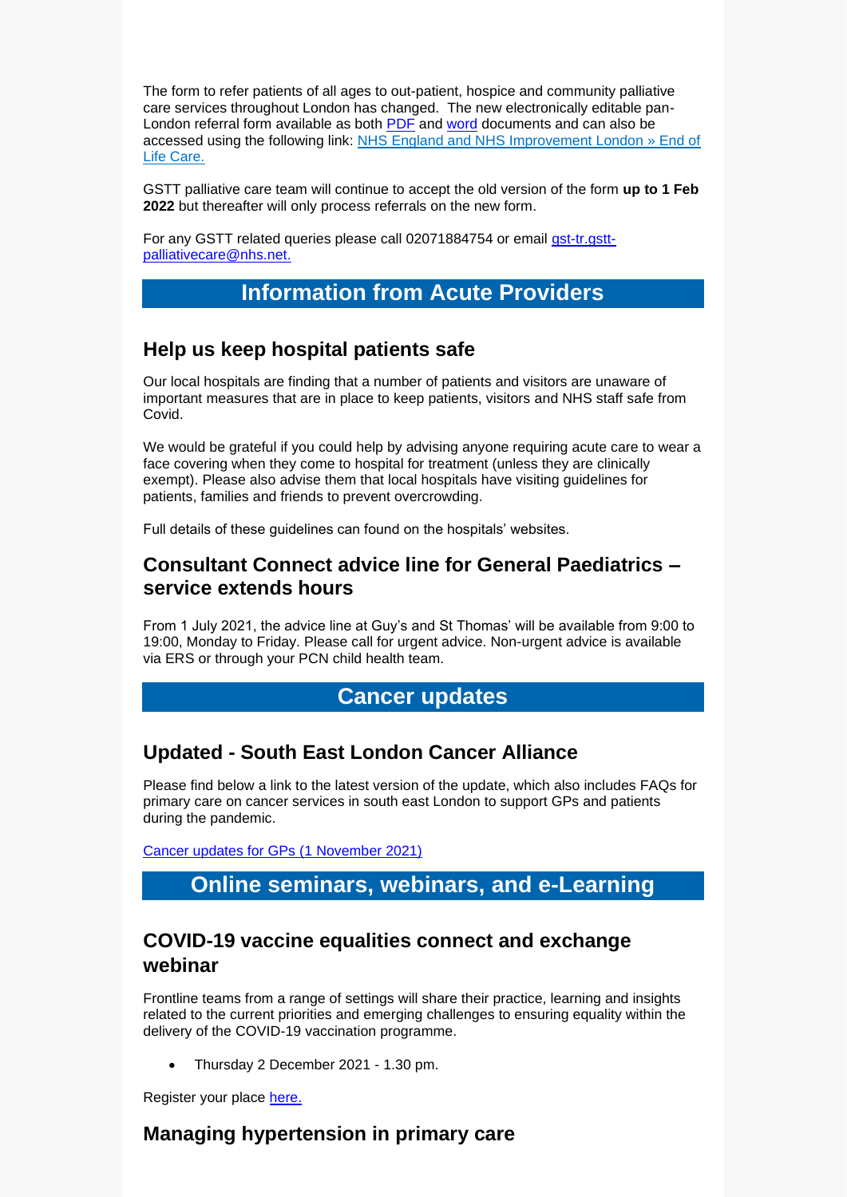The form to refer patients of all ages to out-patient, hospice and community palliative care services throughout London has changed. The new electronically editable pan-London referral form available as both PDF and word documents and can also be accessed using the following link: NHS England and NHS Improvement London » End of Life Care.

GSTT palliative care team will continue to accept the old version of the form **up to 1 Feb 2022** but thereafter will only process referrals on the new form.

For any GSTT related queries please call 02071884754 or email gst-tr.gstt-palliativecare@nhs.net.

# Information from Acute Providers

## Help us keep hospital patients safe

Our local hospitals are finding that a number of patients and visitors are unaware of important measures that are in place to keep patients, visitors and NHS staff safe from Covid.

We would be grateful if you could help by advising anyone requiring acute care to wear a face covering when they come to hospital for treatment (unless they are clinically exempt). Please also advise them that local hospitals have visiting guidelines for patients, families and friends to prevent overcrowding.

Full details of these guidelines can found on the hospitals' websites.

## Consultant Connect advice line for General Paediatrics – service extends hours

From 1 July 2021, the advice line at Guy's and St Thomas' will be available from 9:00 to 19:00, Monday to Friday. Please call for urgent advice. Non-urgent advice is available via ERS or through your PCN child health team.

# Cancer updates

## Updated - South East London Cancer Alliance

Please find below a link to the latest version of the update, which also includes FAQs for primary care on cancer services in south east London to support GPs and patients during the pandemic.

Cancer updates for GPs (1 November 2021)

# Online seminars, webinars, and e-Learning

## COVID-19 vaccine equalities connect and exchange webinar

Frontline teams from a range of settings will share their practice, learning and insights related to the current priorities and emerging challenges to ensuring equality within the delivery of the COVID-19 vaccination programme.

- Thursday 2 December 2021 - 1.30 pm.

Register your place here.

## Managing hypertension in primary care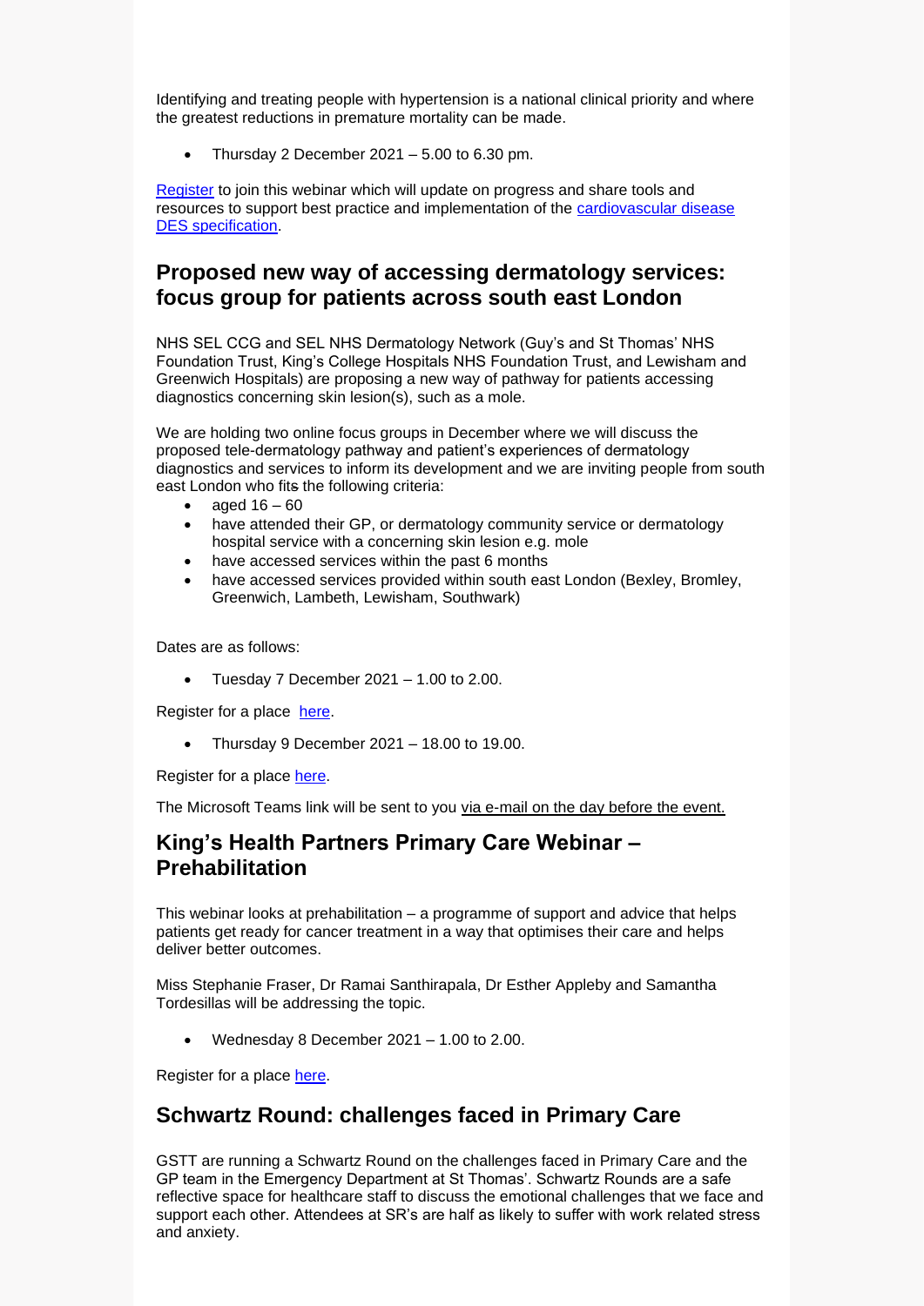Identifying and treating people with hypertension is a national clinical priority and where the greatest reductions in premature mortality can be made.

- Thursday 2 December 2021 – 5.00 to 6.30 pm.

[Register](#) to join this webinar which will update on progress and share tools and resources to support best practice and implementation of the [cardiovascular disease DES specification](#).

## Proposed new way of accessing dermatology services: focus group for patients across south east London

NHS SEL CCG and SEL NHS Dermatology Network (Guy's and St Thomas' NHS Foundation Trust, King's College Hospitals NHS Foundation Trust, and Lewisham and Greenwich Hospitals) are proposing a new way of pathway for patients accessing diagnostics concerning skin lesion(s), such as a mole.

We are holding two online focus groups in December where we will discuss the proposed tele-dermatology pathway and patient's experiences of dermatology diagnostics and services to inform its development and we are inviting people from south east London who ~~fits~~ fit the following criteria:

- aged 16 – 60
- have attended their GP, or dermatology community service or dermatology hospital service with a concerning skin lesion e.g. mole
- have accessed services within the past 6 months
- have accessed services provided within south east London (Bexley, Bromley, Greenwich, Lambeth, Lewisham, Southwark)

Dates are as follows:

- Tuesday 7 December 2021 – 1.00 to 2.00.

Register for a place [here](#).

- Thursday 9 December 2021 – 18.00 to 19.00.

Register for a place [here](#).

The Microsoft Teams link will be sent to you <u>via e-mail on the day before the event.</u>

## King's Health Partners Primary Care Webinar – Prehabilitation

This webinar looks at prehabilitation – a programme of support and advice that helps patients get ready for cancer treatment in a way that optimises their care and helps deliver better outcomes.

Miss Stephanie Fraser, Dr Ramai Santhirapala, Dr Esther Appleby and Samantha Tordesillas will be addressing the topic.

- Wednesday 8 December 2021 – 1.00 to 2.00.

Register for a place [here](#).

## Schwartz Round: challenges faced in Primary Care

GSTT are running a Schwartz Round on the challenges faced in Primary Care and the GP team in the Emergency Department at St Thomas'. Schwartz Rounds are a safe reflective space for healthcare staff to discuss the emotional challenges that we face and support each other. Attendees at SR's are half as likely to suffer with work related stress and anxiety.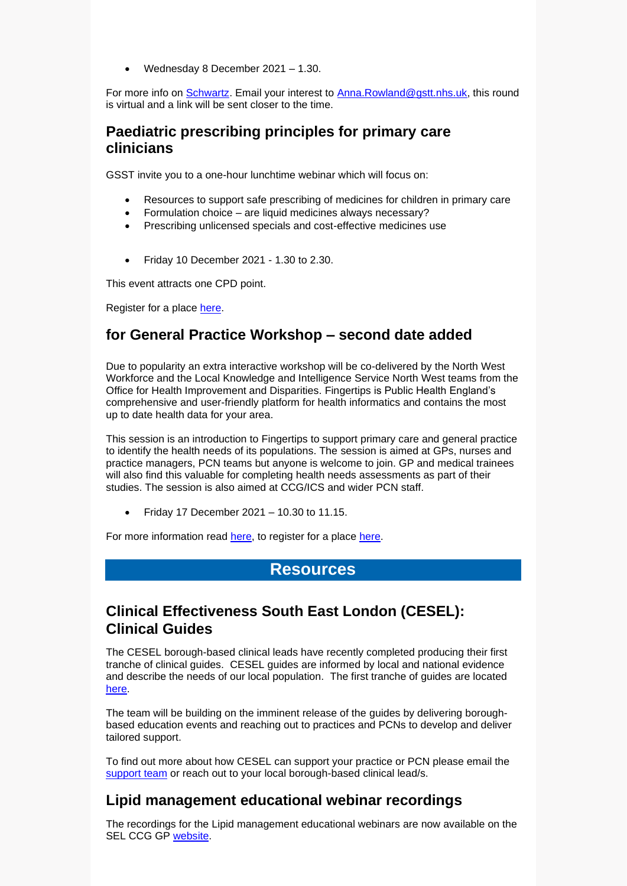- Wednesday 8 December 2021 – 1.30.

For more info on Schwartz. Email your interest to Anna.Rowland@gstt.nhs.uk, this round is virtual and a link will be sent closer to the time.

## Paediatric prescribing principles for primary care clinicians

GSST invite you to a one-hour lunchtime webinar which will focus on:

- Resources to support safe prescribing of medicines for children in primary care
- Formulation choice – are liquid medicines always necessary?
- Prescribing unlicensed specials and cost-effective medicines use

- Friday 10 December 2021 - 1.30 to 2.30.

This event attracts one CPD point.

Register for a place here.

## for General Practice Workshop – second date added

Due to popularity an extra interactive workshop will be co-delivered by the North West Workforce and the Local Knowledge and Intelligence Service North West teams from the Office for Health Improvement and Disparities. Fingertips is Public Health England's comprehensive and user-friendly platform for health informatics and contains the most up to date health data for your area.

This session is an introduction to Fingertips to support primary care and general practice to identify the health needs of its populations. The session is aimed at GPs, nurses and practice managers, PCN teams but anyone is welcome to join. GP and medical trainees will also find this valuable for completing health needs assessments as part of their studies. The session is also aimed at CCG/ICS and wider PCN staff.

- Friday 17 December 2021 – 10.30 to 11.15.

For more information read here, to register for a place here.

# Resources

## Clinical Effectiveness South East London (CESEL): Clinical Guides

The CESEL borough-based clinical leads have recently completed producing their first tranche of clinical guides. CESEL guides are informed by local and national evidence and describe the needs of our local population. The first tranche of guides are located here.

The team will be building on the imminent release of the guides by delivering borough-based education events and reaching out to practices and PCNs to develop and deliver tailored support.

To find out more about how CESEL can support your practice or PCN please email the support team or reach out to your local borough-based clinical lead/s.

## Lipid management educational webinar recordings

The recordings for the Lipid management educational webinars are now available on the SEL CCG GP website.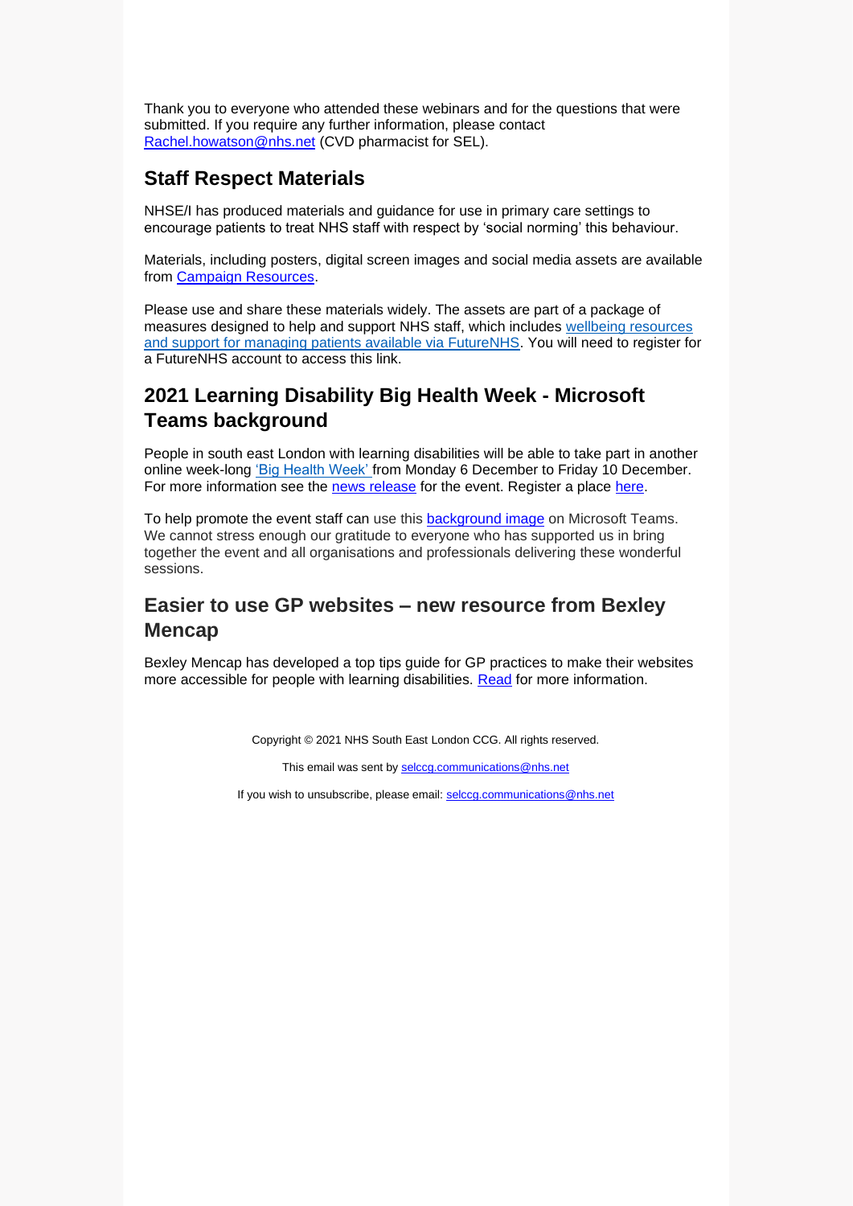Thank you to everyone who attended these webinars and for the questions that were submitted. If you require any further information, please contact Rachel.howatson@nhs.net (CVD pharmacist for SEL).

## Staff Respect Materials

NHSE/I has produced materials and guidance for use in primary care settings to encourage patients to treat NHS staff with respect by 'social norming' this behaviour.

Materials, including posters, digital screen images and social media assets are available from Campaign Resources.

Please use and share these materials widely. The assets are part of a package of measures designed to help and support NHS staff, which includes wellbeing resources and support for managing patients available via FutureNHS. You will need to register for a FutureNHS account to access this link.

## 2021 Learning Disability Big Health Week - Microsoft Teams background

People in south east London with learning disabilities will be able to take part in another online week-long 'Big Health Week' from Monday 6 December to Friday 10 December. For more information see the news release for the event. Register a place here.

To help promote the event staff can use this background image on Microsoft Teams. We cannot stress enough our gratitude to everyone who has supported us in bring together the event and all organisations and professionals delivering these wonderful sessions.

## Easier to use GP websites – new resource from Bexley Mencap

Bexley Mencap has developed a top tips guide for GP practices to make their websites more accessible for people with learning disabilities. Read for more information.

Copyright © 2021 NHS South East London CCG. All rights reserved.

This email was sent by selccg.communications@nhs.net

If you wish to unsubscribe, please email: selccg.communications@nhs.net